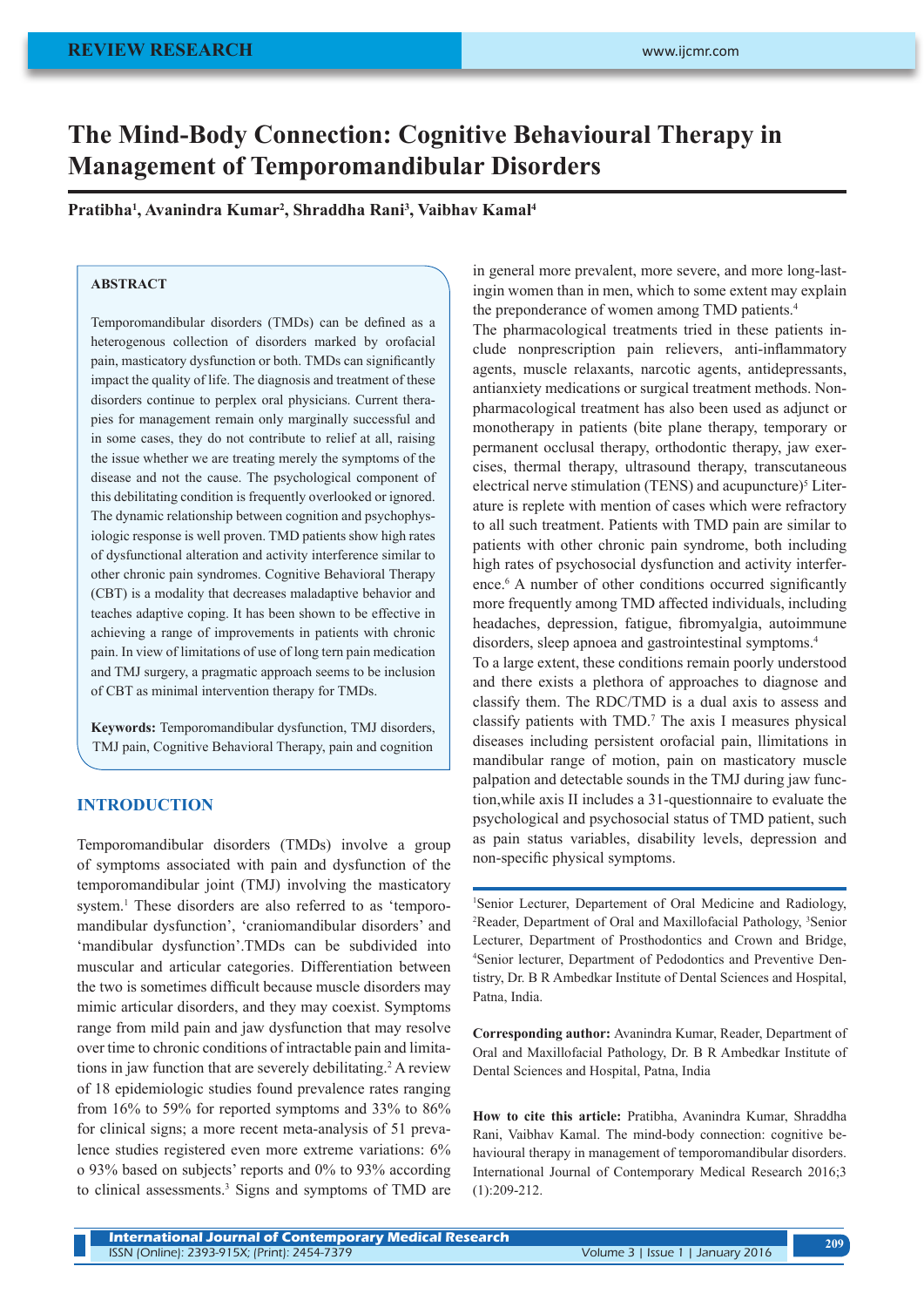# The Mind-Body Connection: Cognitive Behavioural Therapy in Management of Temporomandibular Disorders

**Pratibha[1], Avanindra Kumar[2], Shraddha Rani[3], Vaibhav Kamal[4]**

### ABSTRACT

Temporomandibular disorders (TMDs) can be defined as a heterogenous collection of disorders marked by orofacial pain, masticatory dysfunction or both. TMDs can significantly impact the quality of life. The diagnosis and treatment of these disorders continue to perplex oral physicians. Current therapies for management remain only marginally successful and in some cases, they do not contribute to relief at all, raising the issue whether we are treating merely the symptoms of the disease and not the cause. The psychological component of this debilitating condition is frequently overlooked or ignored. The dynamic relationship between cognition and psychophysiologic response is well proven. TMD patients show high rates of dysfunctional alteration and activity interference similar to other chronic pain syndromes. Cognitive Behavioral Therapy (CBT) is a modality that decreases maladaptive behavior and teaches adaptive coping. It has been shown to be effective in achieving a range of improvements in patients with chronic pain. In view of limitations of use of long tern pain medication and TMJ surgery, a pragmatic approach seems to be inclusion of CBT as minimal intervention therapy for TMDs.

**Keywords:** Temporomandibular dysfunction, TMJ disorders, TMJ pain, Cognitive Behavioral Therapy, pain and cognition

## INTRODUCTION

Temporomandibular disorders (TMDs) involve a group of symptoms associated with pain and dysfunction of the temporomandibular joint (TMJ) involving the masticatory system.[1] These disorders are also referred to as 'temporomandibular dysfunction', 'craniomandibular disorders' and 'mandibular dysfunction'.TMDs can be subdivided into muscular and articular categories. Differentiation between the two is sometimes difficult because muscle disorders may mimic articular disorders, and they may coexist. Symptoms range from mild pain and jaw dysfunction that may resolve over time to chronic conditions of intractable pain and limitations in jaw function that are severely debilitating.[2] A review of 18 epidemiologic studies found prevalence rates ranging from 16% to 59% for reported symptoms and 33% to 86% for clinical signs; a more recent meta-analysis of 51 prevalence studies registered even more extreme variations: 6% o 93% based on subjects' reports and 0% to 93% according to clinical assessments.[3] Signs and symptoms of TMD are in general more prevalent, more severe, and more long-lastingin women than in men, which to some extent may explain the preponderance of women among TMD patients.[4]

The pharmacological treatments tried in these patients include nonprescription pain relievers, anti-inflammatory agents, muscle relaxants, narcotic agents, antidepressants, antianxiety medications or surgical treatment methods. Non-pharmacological treatment has also been used as adjunct or monotherapy in patients (bite plane therapy, temporary or permanent occlusal therapy, orthodontic therapy, jaw exercises, thermal therapy, ultrasound therapy, transcutaneous electrical nerve stimulation (TENS) and acupuncture)[5] Literature is replete with mention of cases which were refractory to all such treatment. Patients with TMD pain are similar to patients with other chronic pain syndrome, both including high rates of psychosocial dysfunction and activity interference.[6] A number of other conditions occurred significantly more frequently among TMD affected individuals, including headaches, depression, fatigue, fibromyalgia, autoimmune disorders, sleep apnoea and gastrointestinal symptoms.[4]

To a large extent, these conditions remain poorly understood and there exists a plethora of approaches to diagnose and classify them. The RDC/TMD is a dual axis to assess and classify patients with TMD.[7] The axis I measures physical diseases including persistent orofacial pain, llimitations in mandibular range of motion, pain on masticatory muscle palpation and detectable sounds in the TMJ during jaw function,while axis II includes a 31-questionnaire to evaluate the psychological and psychosocial status of TMD patient, such as pain status variables, disability levels, depression and non-specific physical symptoms.

[1]Senior Lecturer, Depertement of Oral Medicine and Radiology, [2]Reader, Department of Oral and Maxillofacial Pathology, [3]Senior Lecturer, Department of Prosthodontics and Crown and Bridge, [4]Senior lecturer, Department of Pedodontics and Preventive Dentistry, Dr. B R Ambedkar Institute of Dental Sciences and Hospital, Patna, India.

**Corresponding author:** Avanindra Kumar, Reader, Department of Oral and Maxillofacial Pathology, Dr. B R Ambedkar Institute of Dental Sciences and Hospital, Patna, India

**How to cite this article:** Pratibha, Avanindra Kumar, Shraddha Rani, Vaibhav Kamal. The mind-body connection: cognitive behavioural therapy in management of temporomandibular disorders. International Journal of Contemporary Medical Research 2016;3 (1):209-212.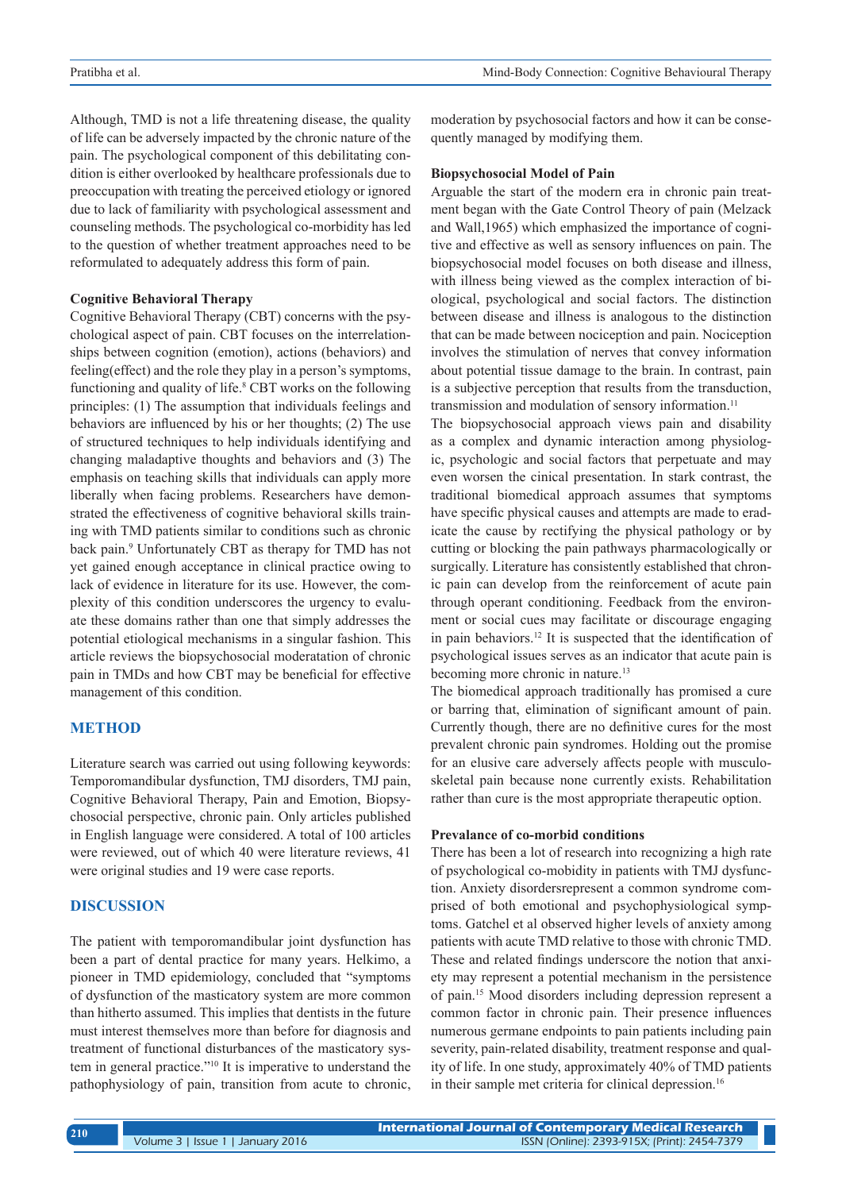Although, TMD is not a life threatening disease, the quality of life can be adversely impacted by the chronic nature of the pain. The psychological component of this debilitating condition is either overlooked by healthcare professionals due to preoccupation with treating the perceived etiology or ignored due to lack of familiarity with psychological assessment and counseling methods. The psychological co-morbidity has led to the question of whether treatment approaches need to be reformulated to adequately address this form of pain.

### Cognitive Behavioral Therapy

Cognitive Behavioral Therapy (CBT) concerns with the psychological aspect of pain. CBT focuses on the interrelationships between cognition (emotion), actions (behaviors) and feeling(effect) and the role they play in a person's symptoms, functioning and quality of life.[8] CBT works on the following principles: (1) The assumption that individuals feelings and behaviors are influenced by his or her thoughts; (2) The use of structured techniques to help individuals identifying and changing maladaptive thoughts and behaviors and (3) The emphasis on teaching skills that individuals can apply more liberally when facing problems. Researchers have demonstrated the effectiveness of cognitive behavioral skills training with TMD patients similar to conditions such as chronic back pain.[9] Unfortunately CBT as therapy for TMD has not yet gained enough acceptance in clinical practice owing to lack of evidence in literature for its use. However, the complexity of this condition underscores the urgency to evaluate these domains rather than one that simply addresses the potential etiological mechanisms in a singular fashion. This article reviews the biopsychosocial moderatation of chronic pain in TMDs and how CBT may be beneficial for effective management of this condition.

## METHOD

Literature search was carried out using following keywords: Temporomandibular dysfunction, TMJ disorders, TMJ pain, Cognitive Behavioral Therapy, Pain and Emotion, Biopsychosocial perspective, chronic pain. Only articles published in English language were considered. A total of 100 articles were reviewed, out of which 40 were literature reviews, 41 were original studies and 19 were case reports.

## DISCUSSION

The patient with temporomandibular joint dysfunction has been a part of dental practice for many years. Helkimo, a pioneer in TMD epidemiology, concluded that "symptoms of dysfunction of the masticatory system are more common than hitherto assumed. This implies that dentists in the future must interest themselves more than before for diagnosis and treatment of functional disturbances of the masticatory system in general practice."[10] It is imperative to understand the pathophysiology of pain, transition from acute to chronic, moderation by psychosocial factors and how it can be consequently managed by modifying them.

### Biopsychosocial Model of Pain

Arguable the start of the modern era in chronic pain treatment began with the Gate Control Theory of pain (Melzack and Wall,1965) which emphasized the importance of cognitive and effective as well as sensory influences on pain. The biopsychosocial model focuses on both disease and illness, with illness being viewed as the complex interaction of biological, psychological and social factors. The distinction between disease and illness is analogous to the distinction that can be made between nociception and pain. Nociception involves the stimulation of nerves that convey information about potential tissue damage to the brain. In contrast, pain is a subjective perception that results from the transduction, transmission and modulation of sensory information.[11]

The biopsychosocial approach views pain and disability as a complex and dynamic interaction among physiologic, psychologic and social factors that perpetuate and may even worsen the cinical presentation. In stark contrast, the traditional biomedical approach assumes that symptoms have specific physical causes and attempts are made to eradicate the cause by rectifying the physical pathology or by cutting or blocking the pain pathways pharmacologically or surgically. Literature has consistently established that chronic pain can develop from the reinforcement of acute pain through operant conditioning. Feedback from the environment or social cues may facilitate or discourage engaging in pain behaviors.[12] It is suspected that the identification of psychological issues serves as an indicator that acute pain is becoming more chronic in nature.[13]

The biomedical approach traditionally has promised a cure or barring that, elimination of significant amount of pain. Currently though, there are no definitive cures for the most prevalent chronic pain syndromes. Holding out the promise for an elusive care adversely affects people with musculoskeletal pain because none currently exists. Rehabilitation rather than cure is the most appropriate therapeutic option.

### Prevalance of co-morbid conditions

There has been a lot of research into recognizing a high rate of psychological co-mobidity in patients with TMJ dysfunction. Anxiety disordersrepresent a common syndrome comprised of both emotional and psychophysiological symptoms. Gatchel et al observed higher levels of anxiety among patients with acute TMD relative to those with chronic TMD. These and related findings underscore the notion that anxiety may represent a potential mechanism in the persistence of pain.[15] Mood disorders including depression represent a common factor in chronic pain. Their presence influences numerous germane endpoints to pain patients including pain severity, pain-related disability, treatment response and quality of life. In one study, approximately 40% of TMD patients in their sample met criteria for clinical depression.[16]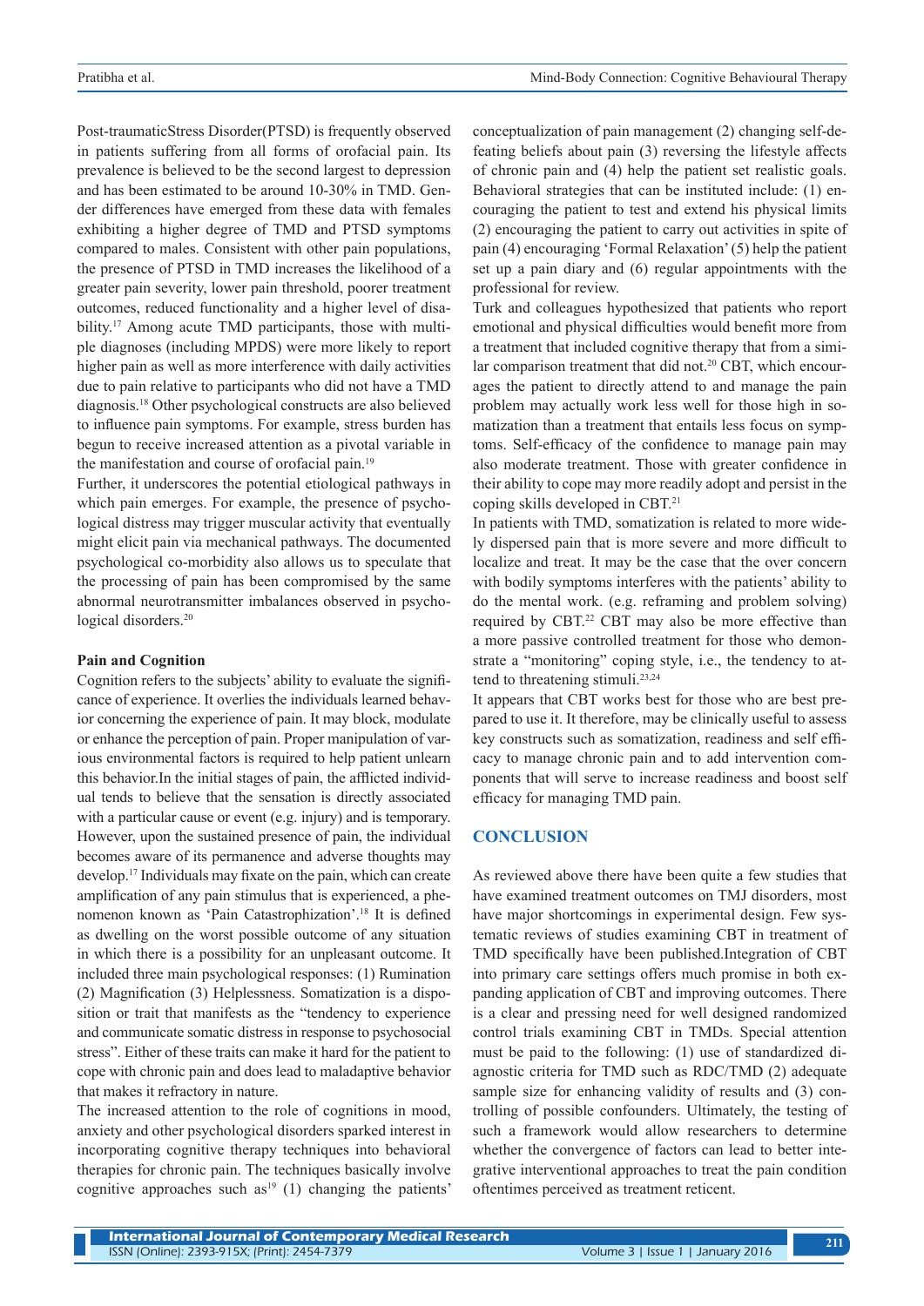Post-traumaticStress Disorder(PTSD) is frequently observed in patients suffering from all forms of orofacial pain. Its prevalence is believed to be the second largest to depression and has been estimated to be around 10-30% in TMD. Gender differences have emerged from these data with females exhibiting a higher degree of TMD and PTSD symptoms compared to males. Consistent with other pain populations, the presence of PTSD in TMD increases the likelihood of a greater pain severity, lower pain threshold, poorer treatment outcomes, reduced functionality and a higher level of disability.[17] Among acute TMD participants, those with multiple diagnoses (including MPDS) were more likely to report higher pain as well as more interference with daily activities due to pain relative to participants who did not have a TMD diagnosis.[18] Other psychological constructs are also believed to influence pain symptoms. For example, stress burden has begun to receive increased attention as a pivotal variable in the manifestation and course of orofacial pain.[19]

Further, it underscores the potential etiological pathways in which pain emerges. For example, the presence of psychological distress may trigger muscular activity that eventually might elicit pain via mechanical pathways. The documented psychological co-morbidity also allows us to speculate that the processing of pain has been compromised by the same abnormal neurotransmitter imbalances observed in psychological disorders.[20]

**Pain and Cognition**

Cognition refers to the subjects' ability to evaluate the significance of experience. It overlies the individuals learned behavior concerning the experience of pain. It may block, modulate or enhance the perception of pain. Proper manipulation of various environmental factors is required to help patient unlearn this behavior.In the initial stages of pain, the afflicted individual tends to believe that the sensation is directly associated with a particular cause or event (e.g. injury) and is temporary. However, upon the sustained presence of pain, the individual becomes aware of its permanence and adverse thoughts may develop.[17] Individuals may fixate on the pain, which can create amplification of any pain stimulus that is experienced, a phenomenon known as 'Pain Catastrophization'.[18] It is defined as dwelling on the worst possible outcome of any situation in which there is a possibility for an unpleasant outcome. It included three main psychological responses: (1) Rumination (2) Magnification (3) Helplessness. Somatization is a disposition or trait that manifests as the "tendency to experience and communicate somatic distress in response to psychosocial stress". Either of these traits can make it hard for the patient to cope with chronic pain and does lead to maladaptive behavior that makes it refractory in nature.

The increased attention to the role of cognitions in mood, anxiety and other psychological disorders sparked interest in incorporating cognitive therapy techniques into behavioral therapies for chronic pain. The techniques basically involve cognitive approaches such as[19] (1) changing the patients' conceptualization of pain management (2) changing self-defeating beliefs about pain (3) reversing the lifestyle affects of chronic pain and (4) help the patient set realistic goals. Behavioral strategies that can be instituted include: (1) encouraging the patient to test and extend his physical limits (2) encouraging the patient to carry out activities in spite of pain (4) encouraging 'Formal Relaxation' (5) help the patient set up a pain diary and (6) regular appointments with the professional for review.

Turk and colleagues hypothesized that patients who report emotional and physical difficulties would benefit more from a treatment that included cognitive therapy that from a similar comparison treatment that did not.[20] CBT, which encourages the patient to directly attend to and manage the pain problem may actually work less well for those high in somatization than a treatment that entails less focus on symptoms. Self-efficacy of the confidence to manage pain may also moderate treatment. Those with greater confidence in their ability to cope may more readily adopt and persist in the coping skills developed in CBT.[21]

In patients with TMD, somatization is related to more widely dispersed pain that is more severe and more difficult to localize and treat. It may be the case that the over concern with bodily symptoms interferes with the patients' ability to do the mental work. (e.g. reframing and problem solving) required by CBT.[22] CBT may also be more effective than a more passive controlled treatment for those who demonstrate a "monitoring" coping style, i.e., the tendency to attend to threatening stimuli.[23,24]

It appears that CBT works best for those who are best prepared to use it. It therefore, may be clinically useful to assess key constructs such as somatization, readiness and self efficacy to manage chronic pain and to add intervention components that will serve to increase readiness and boost self efficacy for managing TMD pain.

## CONCLUSION

As reviewed above there have been quite a few studies that have examined treatment outcomes on TMJ disorders, most have major shortcomings in experimental design. Few systematic reviews of studies examining CBT in treatment of TMD specifically have been published.Integration of CBT into primary care settings offers much promise in both expanding application of CBT and improving outcomes. There is a clear and pressing need for well designed randomized control trials examining CBT in TMDs. Special attention must be paid to the following: (1) use of standardized diagnostic criteria for TMD such as RDC/TMD (2) adequate sample size for enhancing validity of results and (3) controlling of possible confounders. Ultimately, the testing of such a framework would allow researchers to determine whether the convergence of factors can lead to better integrative interventional approaches to treat the pain condition oftentimes perceived as treatment reticent.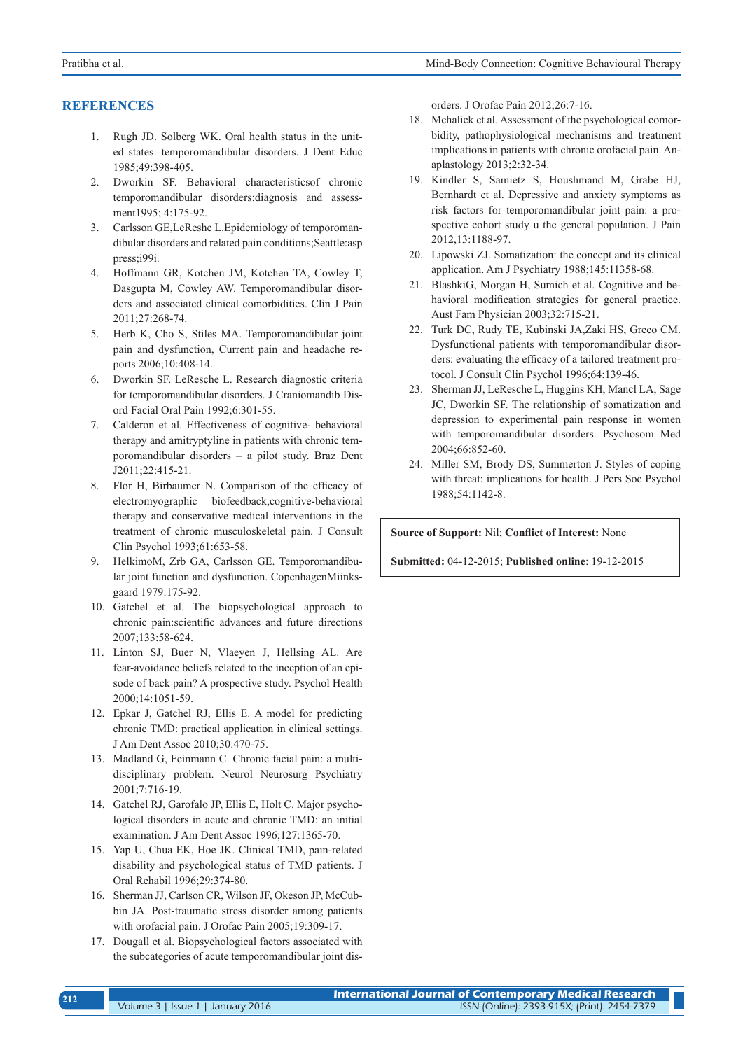## REFERENCES

1. Rugh JD. Solberg WK. Oral health status in the united states: temporomandibular disorders. J Dent Educ 1985;49:398-405.
2. Dworkin SF. Behavioral characteristicsof chronic temporomandibular disorders:diagnosis and assessment1995; 4:175-92.
3. Carlsson GE,LeReshe L.Epidemiology of temporomandibular disorders and related pain conditions;Seattle:asp press;i99i.
4. Hoffmann GR, Kotchen JM, Kotchen TA, Cowley T, Dasgupta M, Cowley AW. Temporomandibular disorders and associated clinical comorbidities. Clin J Pain 2011;27:268-74.
5. Herb K, Cho S, Stiles MA. Temporomandibular joint pain and dysfunction, Current pain and headache reports 2006;10:408-14.
6. Dworkin SF. LeResche L. Research diagnostic criteria for temporomandibular disorders. J Craniomandib Disord Facial Oral Pain 1992;6:301-55.
7. Calderon et al. Effectiveness of cognitive- behavioral therapy and amitryptyline in patients with chronic temporomandibular disorders – a pilot study. Braz Dent J2011;22:415-21.
8. Flor H, Birbaumer N. Comparison of the efficacy of electromyographic biofeedback,cognitive-behavioral therapy and conservative medical interventions in the treatment of chronic musculoskeletal pain. J Consult Clin Psychol 1993;61:653-58.
9. HelkimoM, Zrb GA, Carlsson GE. Temporomandibular joint function and dysfunction. CopenhagenMiinksgaard 1979:175-92.
10. Gatchel et al. The biopsychological approach to chronic pain:scientific advances and future directions 2007;133:58-624.
11. Linton SJ, Buer N, Vlaeyen J, Hellsing AL. Are fear-avoidance beliefs related to the inception of an episode of back pain? A prospective study. Psychol Health 2000;14:1051-59.
12. Epkar J, Gatchel RJ, Ellis E. A model for predicting chronic TMD: practical application in clinical settings. J Am Dent Assoc 2010;30:470-75.
13. Madland G, Feinmann C. Chronic facial pain: a multidisciplinary problem. Neurol Neurosurg Psychiatry 2001;7:716-19.
14. Gatchel RJ, Garofalo JP, Ellis E, Holt C. Major psychological disorders in acute and chronic TMD: an initial examination. J Am Dent Assoc 1996;127:1365-70.
15. Yap U, Chua EK, Hoe JK. Clinical TMD, pain-related disability and psychological status of TMD patients. J Oral Rehabil 1996;29:374-80.
16. Sherman JJ, Carlson CR, Wilson JF, Okeson JP, McCubbin JA. Post-traumatic stress disorder among patients with orofacial pain. J Orofac Pain 2005;19:309-17.
17. Dougall et al. Biopsychological factors associated with the subcategories of acute temporomandibular joint disorders. J Orofac Pain 2012;26:7-16.
18. Mehalick et al. Assessment of the psychological comorbidity, pathophysiological mechanisms and treatment implications in patients with chronic orofacial pain. Anaplastology 2013;2:32-34.
19. Kindler S, Samietz S, Houshmand M, Grabe HJ, Bernhardt et al. Depressive and anxiety symptoms as risk factors for temporomandibular joint pain: a prospective cohort study u the general population. J Pain 2012,13:1188-97.
20. Lipowski ZJ. Somatization: the concept and its clinical application. Am J Psychiatry 1988;145:11358-68.
21. BlashkiG, Morgan H, Sumich et al. Cognitive and behavioral modification strategies for general practice. Aust Fam Physician 2003;32:715-21.
22. Turk DC, Rudy TE, Kubinski JA,Zaki HS, Greco CM. Dysfunctional patients with temporomandibular disorders: evaluating the efficacy of a tailored treatment protocol. J Consult Clin Psychol 1996;64:139-46.
23. Sherman JJ, LeResche L, Huggins KH, Mancl LA, Sage JC, Dworkin SF. The relationship of somatization and depression to experimental pain response in women with temporomandibular disorders. Psychosom Med 2004;66:852-60.
24. Miller SM, Brody DS, Summerton J. Styles of coping with threat: implications for health. J Pers Soc Psychol 1988;54:1142-8.

**Source of Support:** Nil; **Conflict of Interest:** None

**Submitted:** 04-12-2015; **Published online**: 19-12-2015